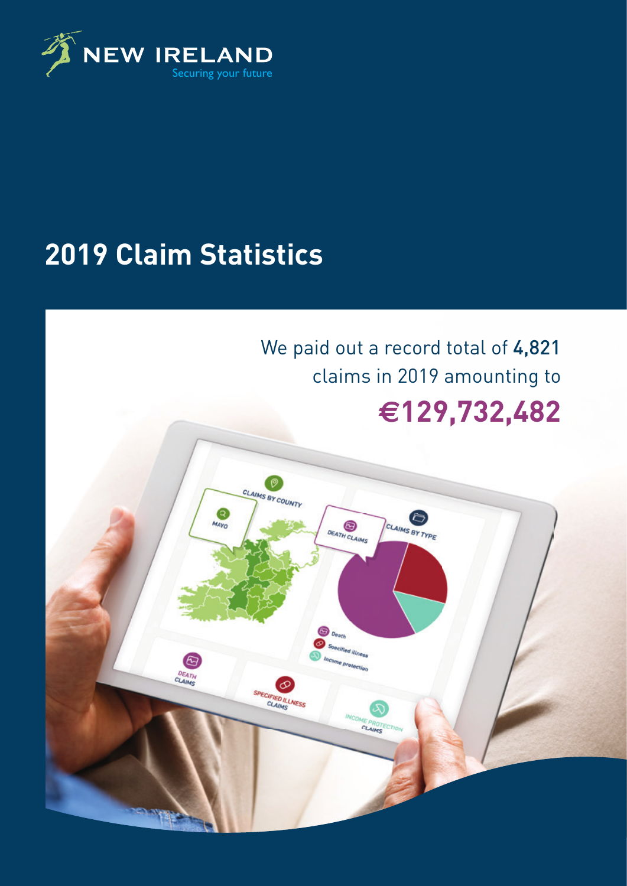NEW IRELAND

Securing your future

# 2019 Claim Statistics

We paid out a record total of **4,821** claims in 2019 amounting to

**€129,732,482**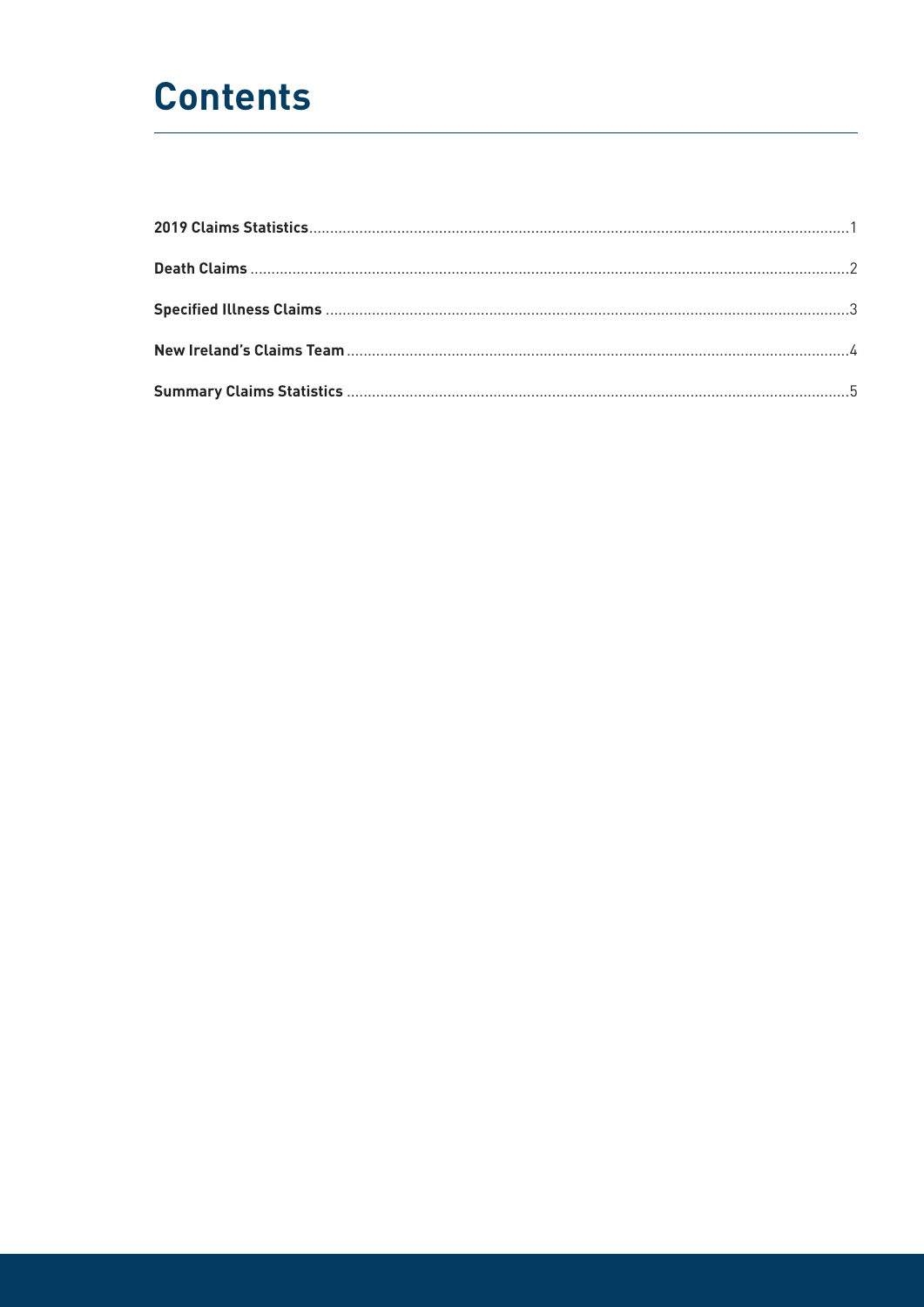# Contents

**2019 Claims Statistics** ... 1

**Death Claims** ... 2

**Specified Illness Claims** ... 3

**New Ireland's Claims Team** ... 4

**Summary Claims Statistics** ... 5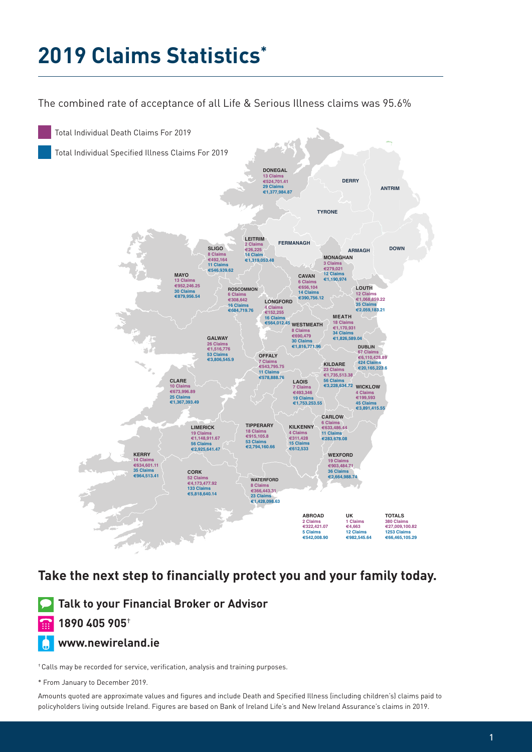# 2019 Claims Statistics*

The combined rate of acceptance of all Life & Serious Illness claims was 95.6%

Total Individual Death Claims For 2019

Total Individual Specified Illness Claims For 2019

| County | Death Claims | Death Amount | Specified Illness Claims | Specified Illness Amount |
|---|---|---|---|---|
| DONEGAL | 13 Claims | €524,701.41 | 29 Claims | €1,377,984.87 |
| LEITRIM | 2 Claims | €26,225 | 14 Claim | €1,319,053.48 |
| SLIGO | 8 Claims | €492,164 | 11 Claims | €546,939.62 |
| MAYO | 13 Claims | €952,246.25 | 30 Claims | €879,956.54 |
| ROSCOMMON | 6 Claims | €308,642 | 16 Claims | €684,719.76 |
| MONAGHAN | 3 Claims | €279,021 | 12 Claims | €1,190,974 |
| CAVAN | 6 Claims | €656,104 | 14 Claims | €390,756.12 |
| LOUTH | 12 Claims | €1,068,859.22 | 35 Claims | €2,059,183.21 |
| LONGFORD | 4 Claims | €152,255 | 16 Claims | €564,012.45 |
| MEATH | 18 Claims | €1,170,931 | 34 Claims | €1,826,589.04 |
| WESTMEATH | 8 Claims | €690,479 | 30 Claims | €1,816,771.96 |
| GALWAY | 26 Claims | €1,516,776 | 53 Claims | €3,806,545.9 |
| DUBLIN | 67 Claims | €6,110,428.89 | 424 Claims | €20,165,223.6 |
| OFFALY | 7 Claims | €543,795.75 | 11 Claims | €578,888.76 |
| KILDARE | 23 Claims | €1,735,513.38 | 56 Claims | €3,228,634.72 |
| CLARE | 10 Claims | €673,996.89 | 25 Claims | €1,367,393.49 |
| LAOIS | 7 Claims | €493,346 | 19 Claims | €1,753,253.55 |
| WICKLOW | 4 Claims | €199,593 | 45 Claims | €3,891,415.55 |
| CARLOW | 6 Claims | €633,486.44 | 11 Claims | €283,678.08 |
| LIMERICK | 19 Claims | €1,148,911.67 | 56 Claims | €2,925,641.47 |
| TIPPERARY | 18 Claims | €915,105.8 | 53 Claims | €2,794,160.66 |
| KILKENNY | 4 Claims | €311,428 | 15 Claims | €612,533 |
| WEXFORD | 19 Claims | €903,484.71 | 36 Claims | €2,664,988.74 |
| KERRY | 14 Claims | €634,601.11 | 35 Claims | €964,513.41 |
| CORK | 52 Claims | €4,173,477.92 | 133 Claims | €5,818,640.14 |
| WATERFORD | 8 Claims | €366,443.31 | 23 Claims | €1,428,098.63 |
| ABROAD | 2 Claims | €322,421.07 | 5 Claims | €542,008.90 |
| UK | 1 Claims | €4,663 | 12 Claims | €982,545.64 |
| TOTALS | 380 Claims | €27,009,100.82 | 1253 Claims | €66,465,105.29 |

DERRY, ANTRIM, TYRONE, FERMANAGH, ARMAGH, DOWN

## Take the next step to financially protect you and your family today.

**Talk to your Financial Broker or Advisor**

**1890 405 905†**

**www.newireland.ie**

† Calls may be recorded for service, verification, analysis and training purposes.

\* From January to December 2019.

Amounts quoted are approximate values and figures and include Death and Specified Illness (including children's) claims paid to policyholders living outside Ireland. Figures are based on Bank of Ireland Life's and New Ireland Assurance's claims in 2019.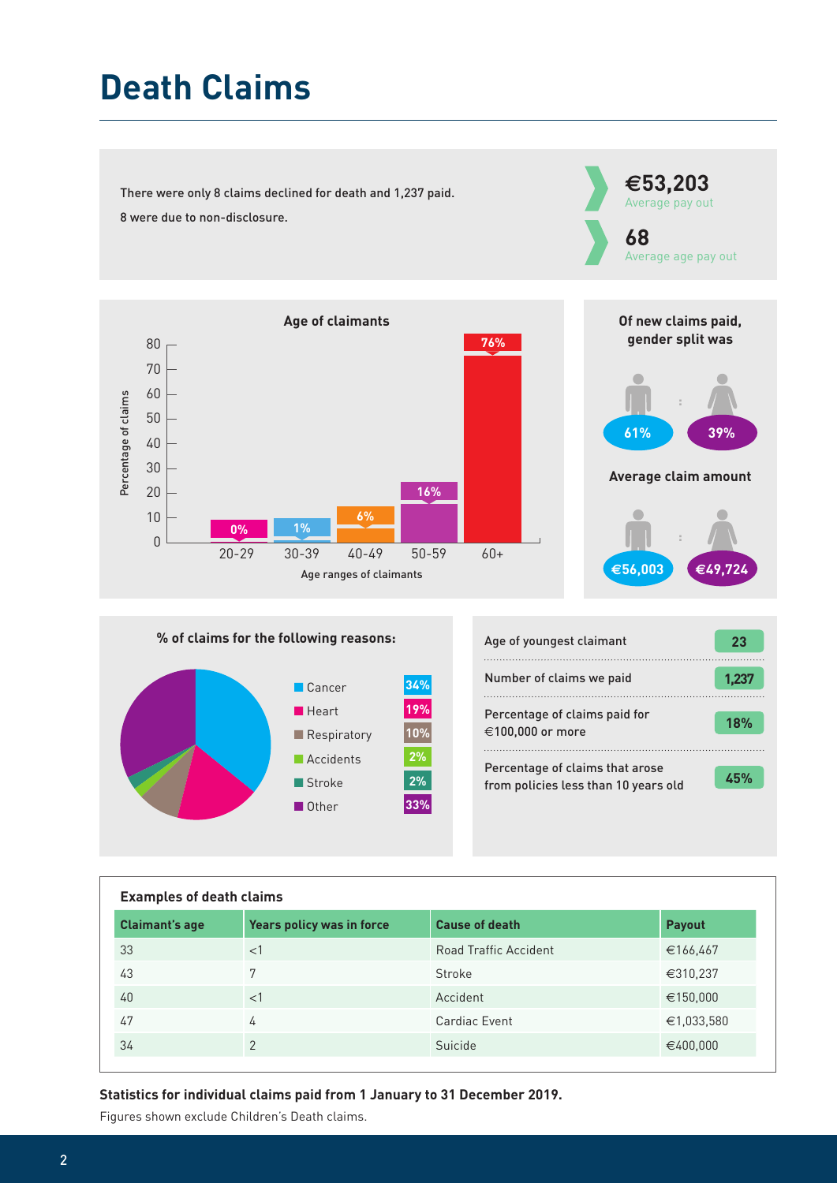# Death Claims

There were only 8 claims declined for death and 1,237 paid.

8 were due to non-disclosure.

**€53,203**
Average pay out

**68**
Average age pay out

### Age of claimants

| Age ranges of claimants | Percentage of claims |
|---|---|
| 20-29 | 0% |
| 30-39 | 1% |
| 40-49 | 6% |
| 50-59 | 16% |
| 60+ | 76% |

### Of new claims paid, gender split was

Male: 61% : Female: 39%

### Average claim amount

Male: €56,003 : Female: €49,724

### % of claims for the following reasons:

| Reason | % |
|---|---|
| Cancer | 34% |
| Heart | 19% |
| Respiratory | 10% |
| Accidents | 2% |
| Stroke | 2% |
| Other | 33% |

| | |
|---|---|
| Age of youngest claimant | 23 |
| Number of claims we paid | 1,237 |
| Percentage of claims paid for €100,000 or more | 18% |
| Percentage of claims that arose from policies less than 10 years old | 45% |

### Examples of death claims

| Claimant's age | Years policy was in force | Cause of death | Payout |
|---|---|---|---|
| 33 | <1 | Road Traffic Accident | €166,467 |
| 43 | 7 | Stroke | €310,237 |
| 40 | <1 | Accident | €150,000 |
| 47 | 4 | Cardiac Event | €1,033,580 |
| 34 | 2 | Suicide | €400,000 |

**Statistics for individual claims paid from 1 January to 31 December 2019.**

Figures shown exclude Children's Death claims.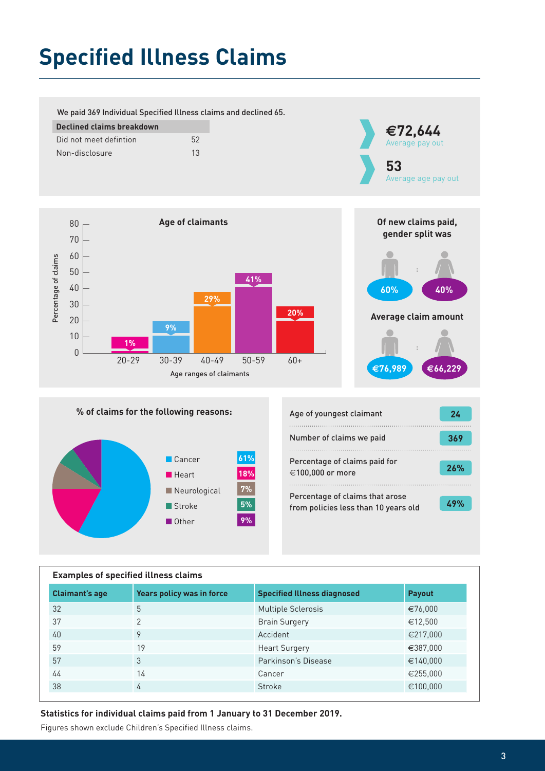# Specified Illness Claims

We paid 369 Individual Specified Illness claims and declined 65.

| Declined claims breakdown | |
|---|---|
| Did not meet defintion | 52 |
| Non-disclosure | 13 |

**€72,644**
Average pay out

**53**
Average age pay out

## Age of claimants

| Age ranges of claimants | Percentage of claims |
|---|---|
| 20-29 | 1% |
| 30-39 | 9% |
| 40-49 | 29% |
| 50-59 | 41% |
| 60+ | 20% |

## Of new claims paid, gender split was

Male: 60% : Female: 40%

## Average claim amount

Male: €76,989 : Female: €66,229

## % of claims for the following reasons:

| Reason | % |
|---|---|
| Cancer | 61% |
| Heart | 18% |
| Neurological | 7% |
| Stroke | 5% |
| Other | 9% |

| | |
|---|---|
| Age of youngest claimant | 24 |
| Number of claims we paid | 369 |
| Percentage of claims paid for €100,000 or more | 26% |
| Percentage of claims that arose from policies less than 10 years old | 49% |

## Examples of specified illness claims

| Claimant's age | Years policy was in force | Specified Illness diagnosed | Payout |
|---|---|---|---|
| 32 | 5 | Multiple Sclerosis | €76,000 |
| 37 | 2 | Brain Surgery | €12,500 |
| 40 | 9 | Accident | €217,000 |
| 59 | 19 | Heart Surgery | €387,000 |
| 57 | 3 | Parkinson's Disease | €140,000 |
| 44 | 14 | Cancer | €255,000 |
| 38 | 4 | Stroke | €100,000 |

**Statistics for individual claims paid from 1 January to 31 December 2019.**

Figures shown exclude Children's Specified Illness claims.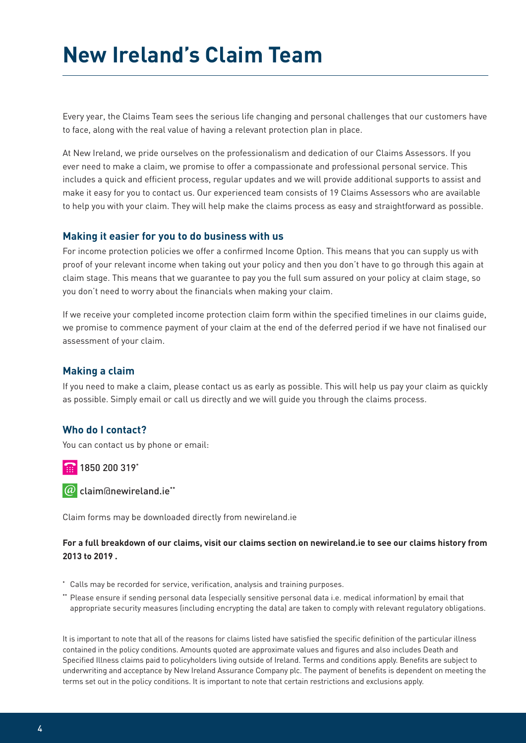# New Ireland's Claim Team

Every year, the Claims Team sees the serious life changing and personal challenges that our customers have to face, along with the real value of having a relevant protection plan in place.

At New Ireland, we pride ourselves on the professionalism and dedication of our Claims Assessors. If you ever need to make a claim, we promise to offer a compassionate and professional personal service. This includes a quick and efficient process, regular updates and we will provide additional supports to assist and make it easy for you to contact us. Our experienced team consists of 19 Claims Assessors who are available to help you with your claim. They will help make the claims process as easy and straightforward as possible.

### Making it easier for you to do business with us

For income protection policies we offer a confirmed Income Option. This means that you can supply us with proof of your relevant income when taking out your policy and then you don't have to go through this again at claim stage. This means that we guarantee to pay you the full sum assured on your policy at claim stage, so you don't need to worry about the financials when making your claim.

If we receive your completed income protection claim form within the specified timelines in our claims guide, we promise to commence payment of your claim at the end of the deferred period if we have not finalised our assessment of your claim.

### Making a claim

If you need to make a claim, please contact us as early as possible. This will help us pay your claim as quickly as possible. Simply email or call us directly and we will guide you through the claims process.

### Who do I contact?

You can contact us by phone or email:

1850 200 319*

claim@newireland.ie**

Claim forms may be downloaded directly from newireland.ie

**For a full breakdown of our claims, visit our claims section on newireland.ie to see our claims history from 2013 to 2019 .**

* Calls may be recorded for service, verification, analysis and training purposes.

** Please ensure if sending personal data (especially sensitive personal data i.e. medical information) by email that appropriate security measures (including encrypting the data) are taken to comply with relevant regulatory obligations.

It is important to note that all of the reasons for claims listed have satisfied the specific definition of the particular illness contained in the policy conditions. Amounts quoted are approximate values and figures and also includes Death and Specified Illness claims paid to policyholders living outside of Ireland. Terms and conditions apply. Benefits are subject to underwriting and acceptance by New Ireland Assurance Company plc. The payment of benefits is dependent on meeting the terms set out in the policy conditions. It is important to note that certain restrictions and exclusions apply.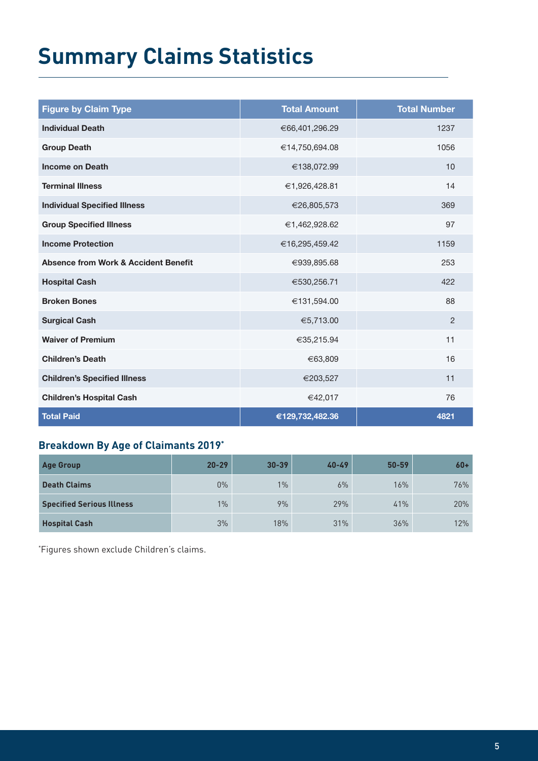# Summary Claims Statistics

| Figure by Claim Type | Total Amount | Total Number |
|---|---|---|
| **Individual Death** | €66,401,296.29 | 1237 |
| **Group Death** | €14,750,694.08 | 1056 |
| **Income on Death** | €138,072.99 | 10 |
| **Terminal Illness** | €1,926,428.81 | 14 |
| **Individual Specified Illness** | €26,805,573 | 369 |
| **Group Specified Illness** | €1,462,928.62 | 97 |
| **Income Protection** | €16,295,459.42 | 1159 |
| **Absence from Work & Accident Benefit** | €939,895.68 | 253 |
| **Hospital Cash** | €530,256.71 | 422 |
| **Broken Bones** | €131,594.00 | 88 |
| **Surgical Cash** | €5,713.00 | 2 |
| **Waiver of Premium** | €35,215.94 | 11 |
| **Children's Death** | €63,809 | 16 |
| **Children's Specified Illness** | €203,527 | 11 |
| **Children's Hospital Cash** | €42,017 | 76 |
| **Total Paid** | **€129,732,482.36** | **4821** |

## Breakdown By Age of Claimants 2019*

| Age Group | 20-29 | 30-39 | 40-49 | 50-59 | 60+ |
|---|---|---|---|---|---|
| **Death Claims** | 0% | 1% | 6% | 16% | 76% |
| **Specified Serious Illness** | 1% | 9% | 29% | 41% | 20% |
| **Hospital Cash** | 3% | 18% | 31% | 36% | 12% |

*Figures shown exclude Children's claims.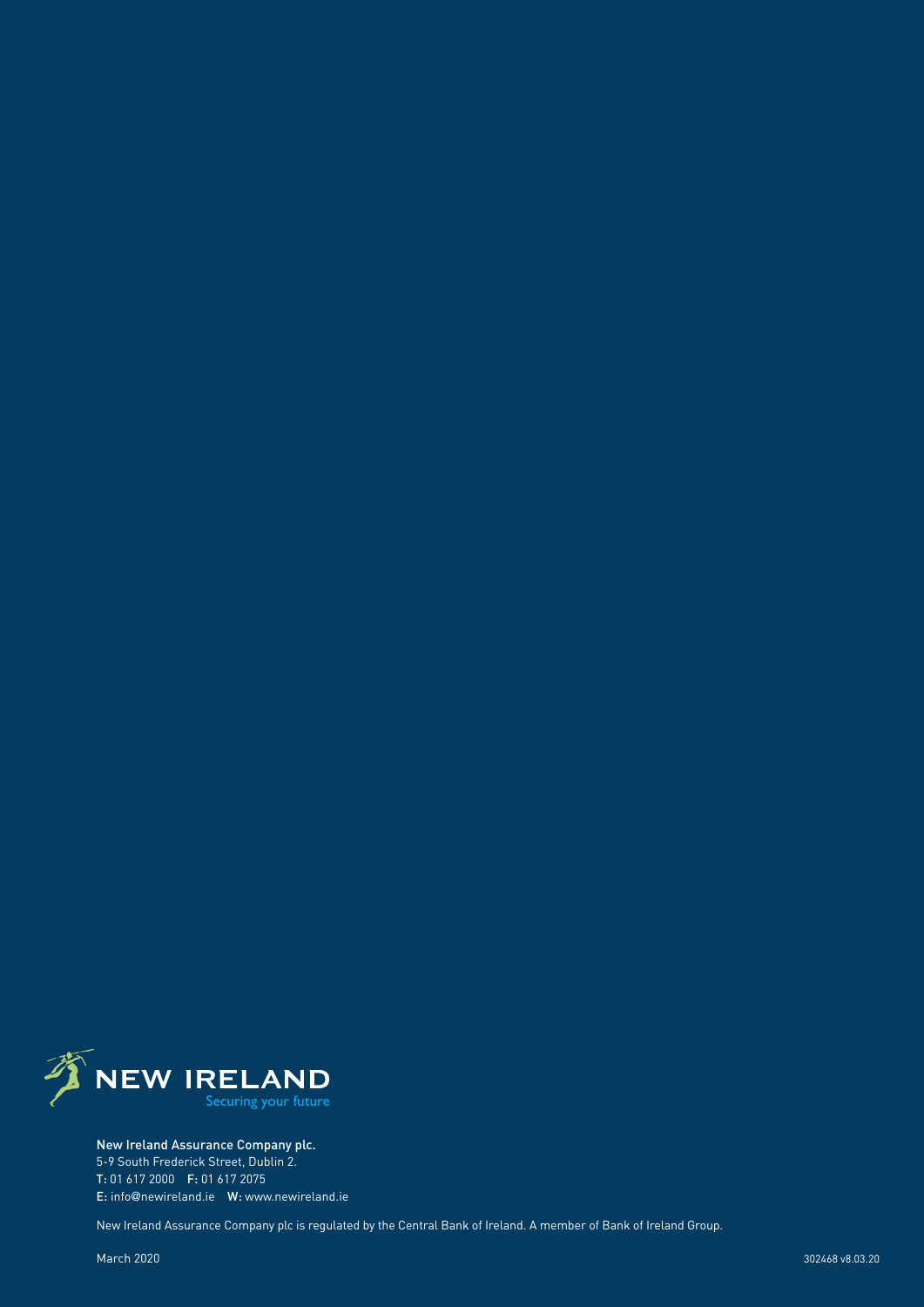NEW IRELAND
Securing your future

**New Ireland Assurance Company plc.**
5-9 South Frederick Street, Dublin 2.
**T:** 01 617 2000 **F:** 01 617 2075
**E:** info@newireland.ie **W:** www.newireland.ie

New Ireland Assurance Company plc is regulated by the Central Bank of Ireland. A member of Bank of Ireland Group.

March 2020

302468 v8.03.20